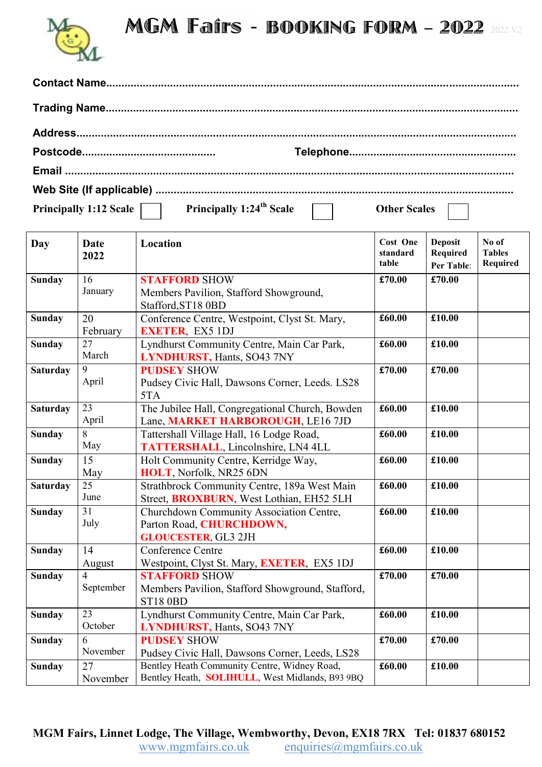# MGM Fairs - BOOKING FORM – 2022

2022 V2

**Contact Name**........................................................................................................................................

**Trading Name**........................................................................................................................................

**Address**.................................................................................................................................................

**Postcode**............................................ **Telephone**.....................................................

**Email** .....................................................................................................................................................

**Web Site (If applicable)** ....................................................................................................................

**Principally 1:12 Scale** ☐ **Principally 1:24th Scale** ☐ **Other Scales** ☐

| Day | Date 2022 | Location | Cost One standard table | Deposit Required Per Table: | No of Tables Required |
|---|---|---|---|---|---|
| **Sunday** | 16 January | **STAFFORD** SHOW Members Pavilion, Stafford Showground, Stafford,ST18 0BD | **£70.00** | **£70.00** | |
| **Sunday** | 20 February | Conference Centre, Westpoint, Clyst St. Mary, **EXETER**, EX5 1DJ | **£60.00** | **£10.00** | |
| **Sunday** | 27 March | Lyndhurst Community Centre, Main Car Park, **LYNDHURST,** Hants, SO43 7NY | **£60.00** | **£10.00** | |
| **Saturday** | 9 April | **PUDSEY** SHOW Pudsey Civic Hall, Dawsons Corner, Leeds. LS28 5TA | **£70.00** | **£70.00** | |
| **Saturday** | 23 April | The Jubilee Hall, Congregational Church, Bowden Lane, **MARKET HARBOROUGH**, LE16 7JD | **£60.00** | **£10.00** | |
| **Sunday** | 8 May | Tattershall Village Hall, 16 Lodge Road, **TATTERSHALL**, Lincolnshire, LN4 4LL | **£60.00** | **£10.00** | |
| **Sunday** | 15 May | Holt Community Centre, Kerridge Way, **HOLT**, Norfolk, NR25 6DN | **£60.00** | **£10.00** | |
| **Saturday** | 25 June | Strathbrock Community Centre, 189a West Main Street, **BROXBURN**, West Lothian, EH52 5LH | **£60.00** | **£10.00** | |
| **Sunday** | 31 July | Churchdown Community Association Centre, Parton Road, **CHURCHDOWN, GLOUCESTER**, GL3 2JH | **£60.00** | **£10.00** | |
| **Sunday** | 14 August | Conference Centre Westpoint, Clyst St. Mary, **EXETER**, EX5 1DJ | **£60.00** | **£10.00** | |
| **Sunday** | 4 September | **STAFFORD** SHOW Members Pavilion, Stafford Showground, Stafford, ST18 0BD | **£70.00** | **£70.00** | |
| **Sunday** | 23 October | Lyndhurst Community Centre, Main Car Park, **LYNDHURST,** Hants, SO43 7NY | **£60.00** | **£10.00** | |
| **Sunday** | 6 November | **PUDSEY** SHOW Pudsey Civic Hall, Dawsons Corner, Leeds, LS28 | **£70.00** | **£70.00** | |
| **Sunday** | 27 November | Bentley Heath Community Centre, Widney Road, Bentley Heath, **SOLIHULL**, West Midlands, B93 9BQ | **£60.00** | **£10.00** | |

**MGM Fairs, Linnet Lodge, The Village, Wembworthy, Devon, EX18 7RX Tel: 01837 680152**

www.mgmfairs.co.uk enquiries@mgmfairs.co.uk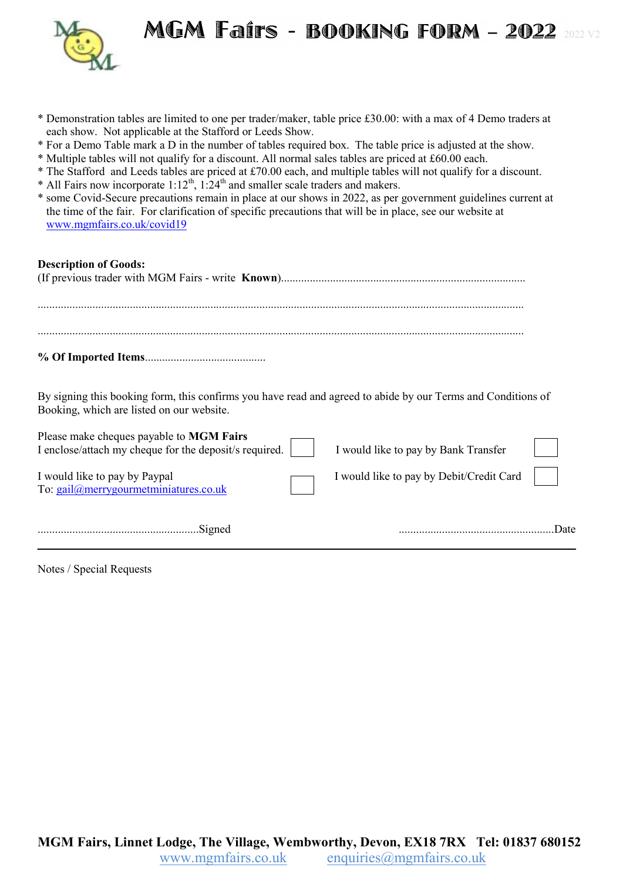# MGM Fairs - BOOKING FORM – 2022

2022 V2

* Demonstration tables are limited to one per trader/maker, table price £30.00: with a max of 4 Demo traders at each show. Not applicable at the Stafford or Leeds Show.
* For a Demo Table mark a D in the number of tables required box. The table price is adjusted at the show.
* Multiple tables will not qualify for a discount. All normal sales tables are priced at £60.00 each.
* The Stafford and Leeds tables are priced at £70.00 each, and multiple tables will not qualify for a discount.
* All Fairs now incorporate 1:12th, 1:24th and smaller scale traders and makers.
* some Covid-Secure precautions remain in place at our shows in 2022, as per government guidelines current at the time of the fair. For clarification of specific precautions that will be in place, see our website at www.mgmfairs.co.uk/covid19

**Description of Goods:**
(If previous trader with MGM Fairs - write **Known**)....................................................................................

.......................................................................................................................................................................

.......................................................................................................................................................................

**% Of Imported Items**..........................................

By signing this booking form, this confirms you have read and agreed to abide by our Terms and Conditions of Booking, which are listed on our website.

Please make cheques payable to **MGM Fairs**
I enclose/attach my cheque for the deposit/s required. ☐

I would like to pay by Bank Transfer ☐

I would like to pay by Paypal
To: gail@merrygourmetminiatures.co.uk ☐

I would like to pay by Debit/Credit Card ☐

........................................................Signed ......................................................Date

Notes / Special Requests

**MGM Fairs, Linnet Lodge, The Village, Wembworthy, Devon, EX18 7RX Tel: 01837 680152**
www.mgmfairs.co.uk enquiries@mgmfairs.co.uk